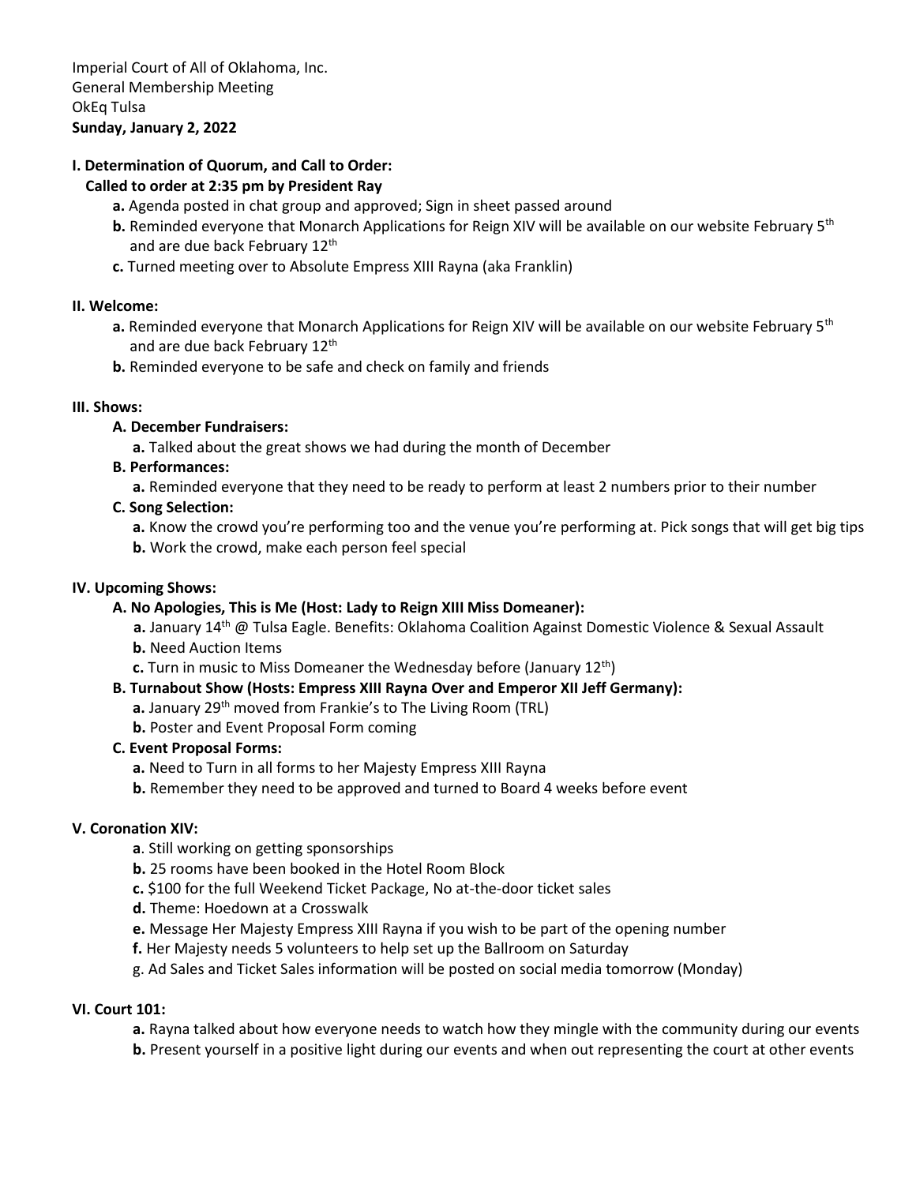Imperial Court of All of Oklahoma, Inc.
General Membership Meeting
OkEq Tulsa
**Sunday, January 2, 2022**

**I. Determination of Quorum, and Call to Order:**

**Called to order at 2:35 pm by President Ray**

- **a.** Agenda posted in chat group and approved; Sign in sheet passed around
- **b.** Reminded everyone that Monarch Applications for Reign XIV will be available on our website February 5th and are due back February 12th
- **c.** Turned meeting over to Absolute Empress XIII Rayna (aka Franklin)

**II. Welcome:**

- **a.** Reminded everyone that Monarch Applications for Reign XIV will be available on our website February 5th and are due back February 12th
- **b.** Reminded everyone to be safe and check on family and friends

**III. Shows:**

**A. December Fundraisers:**

- **a.** Talked about the great shows we had during the month of December

**B. Performances:**

- **a.** Reminded everyone that they need to be ready to perform at least 2 numbers prior to their number

**C. Song Selection:**

- **a.** Know the crowd you're performing too and the venue you're performing at. Pick songs that will get big tips
- **b.** Work the crowd, make each person feel special

**IV. Upcoming Shows:**

**A. No Apologies, This is Me (Host: Lady to Reign XIII Miss Domeaner):**

- **a.** January 14th @ Tulsa Eagle. Benefits: Oklahoma Coalition Against Domestic Violence & Sexual Assault
- **b.** Need Auction Items
- **c.** Turn in music to Miss Domeaner the Wednesday before (January 12th)

**B. Turnabout Show (Hosts: Empress XIII Rayna Over and Emperor XII Jeff Germany):**

- **a.** January 29th moved from Frankie's to The Living Room (TRL)
- **b.** Poster and Event Proposal Form coming

**C. Event Proposal Forms:**

- **a.** Need to Turn in all forms to her Majesty Empress XIII Rayna
- **b.** Remember they need to be approved and turned to Board 4 weeks before event

**V. Coronation XIV:**

- **a**. Still working on getting sponsorships
- **b.** 25 rooms have been booked in the Hotel Room Block
- **c.** $100 for the full Weekend Ticket Package, No at-the-door ticket sales
- **d.** Theme: Hoedown at a Crosswalk
- **e.** Message Her Majesty Empress XIII Rayna if you wish to be part of the opening number
- **f.** Her Majesty needs 5 volunteers to help set up the Ballroom on Saturday
- g. Ad Sales and Ticket Sales information will be posted on social media tomorrow (Monday)

**VI. Court 101:**

- **a.** Rayna talked about how everyone needs to watch how they mingle with the community during our events
- **b.** Present yourself in a positive light during our events and when out representing the court at other events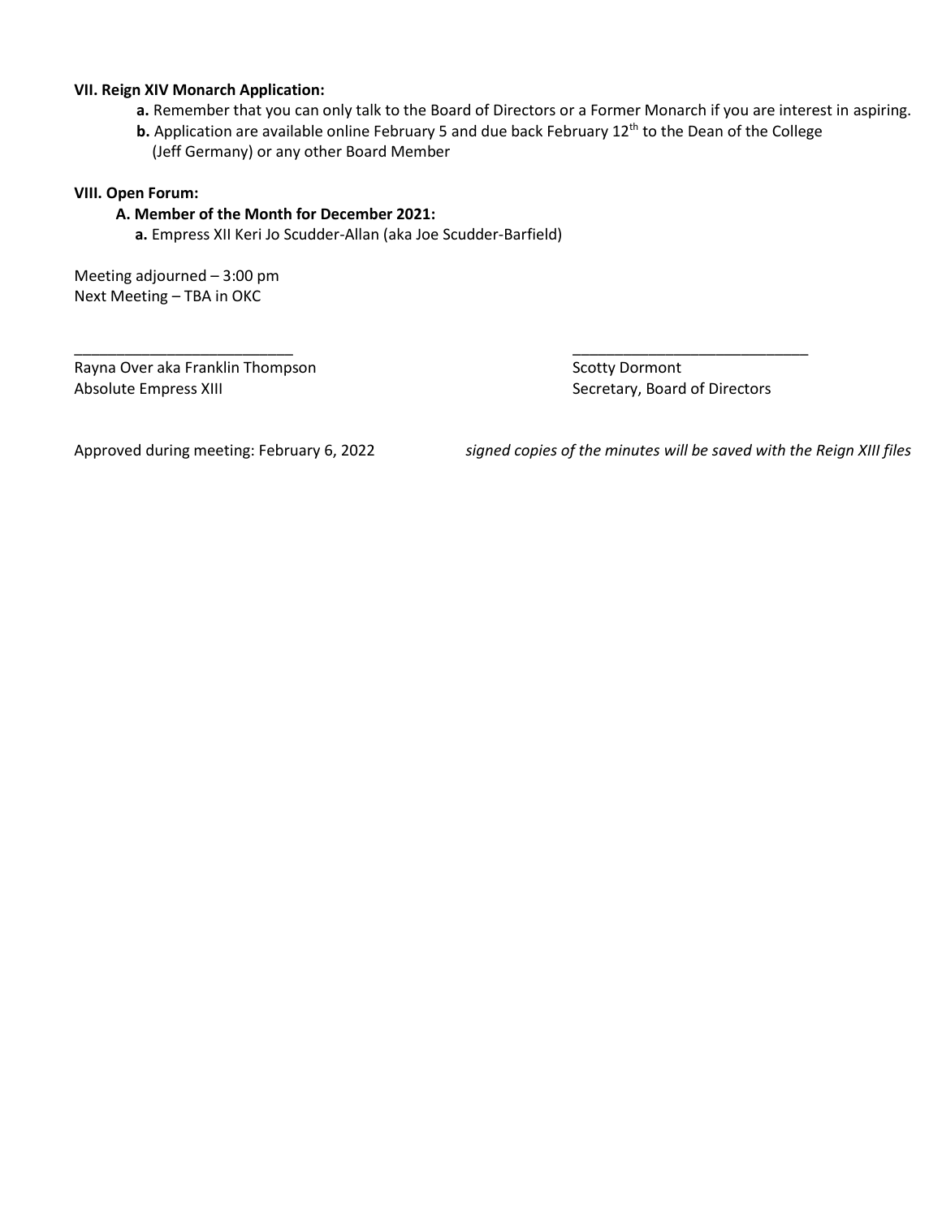**VII. Reign XIV Monarch Application:**

- **a.** Remember that you can only talk to the Board of Directors or a Former Monarch if you are interest in aspiring.
- **b.** Application are available online February 5 and due back February 12th to the Dean of the College (Jeff Germany) or any other Board Member

**VIII. Open Forum:**

**A. Member of the Month for December 2021:**

- **a.** Empress XII Keri Jo Scudder-Allan (aka Joe Scudder-Barfield)

Meeting adjourned – 3:00 pm
Next Meeting – TBA in OKC

| | |
|---|---|
| ___________________________ | ____________________________ |
| Rayna Over aka Franklin Thompson | Scotty Dormont |
| Absolute Empress XIII | Secretary, Board of Directors |

Approved during meeting: February 6, 2022 *signed copies of the minutes will be saved with the Reign XIII files*